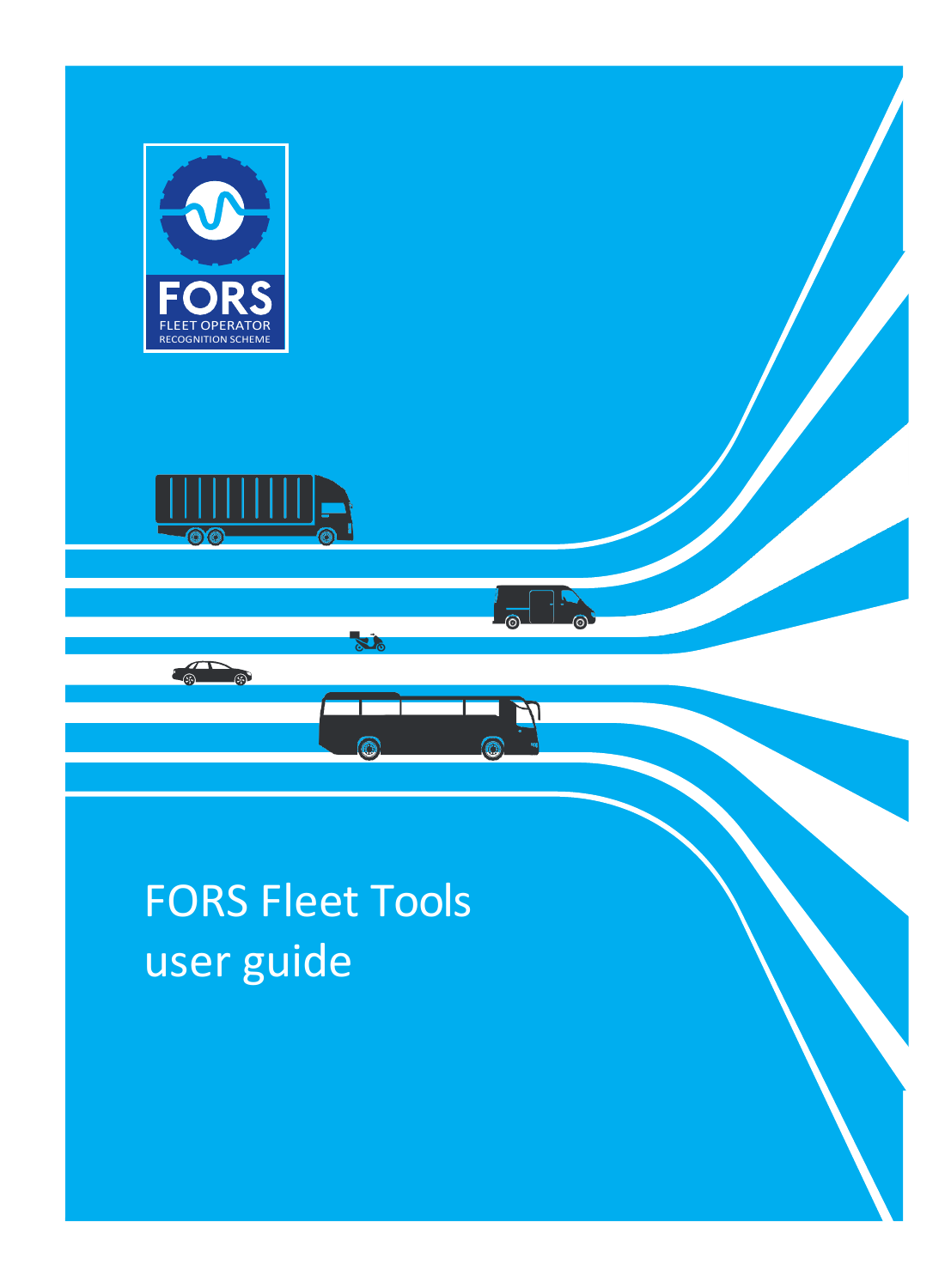FORS

FLEET OPERATOR RECOGNITION SCHEME

# FORS Fleet Tools user guide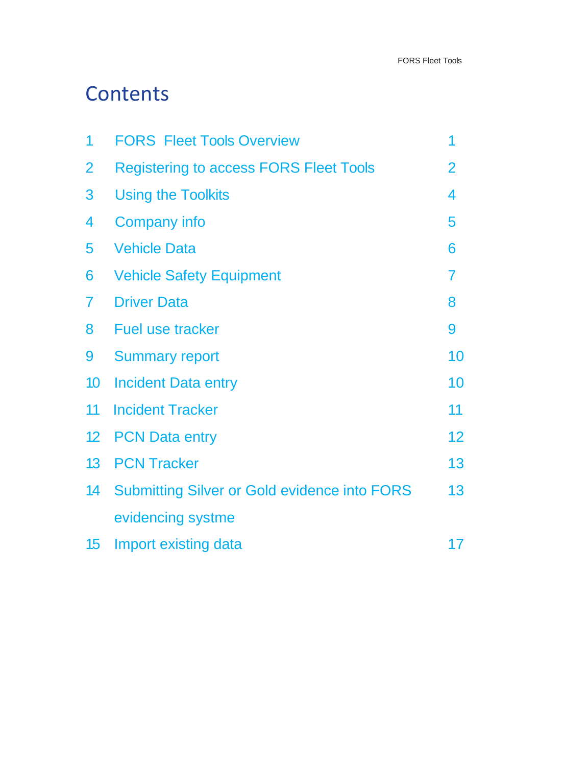# Contents

| | | |
|---|---|---|
| 1 | FORS Fleet Tools Overview | 1 |
| 2 | Registering to access FORS Fleet Tools | 2 |
| 3 | Using the Toolkits | 4 |
| 4 | Company info | 5 |
| 5 | Vehicle Data | 6 |
| 6 | Vehicle Safety Equipment | 7 |
| 7 | Driver Data | 8 |
| 8 | Fuel use tracker | 9 |
| 9 | Summary report | 10 |
| 10 | Incident Data entry | 10 |
| 11 | Incident Tracker | 11 |
| 12 | PCN Data entry | 12 |
| 13 | PCN Tracker | 13 |
| 14 | Submitting Silver or Gold evidence into FORS evidencing systme | 13 |
| 15 | Import existing data | 17 |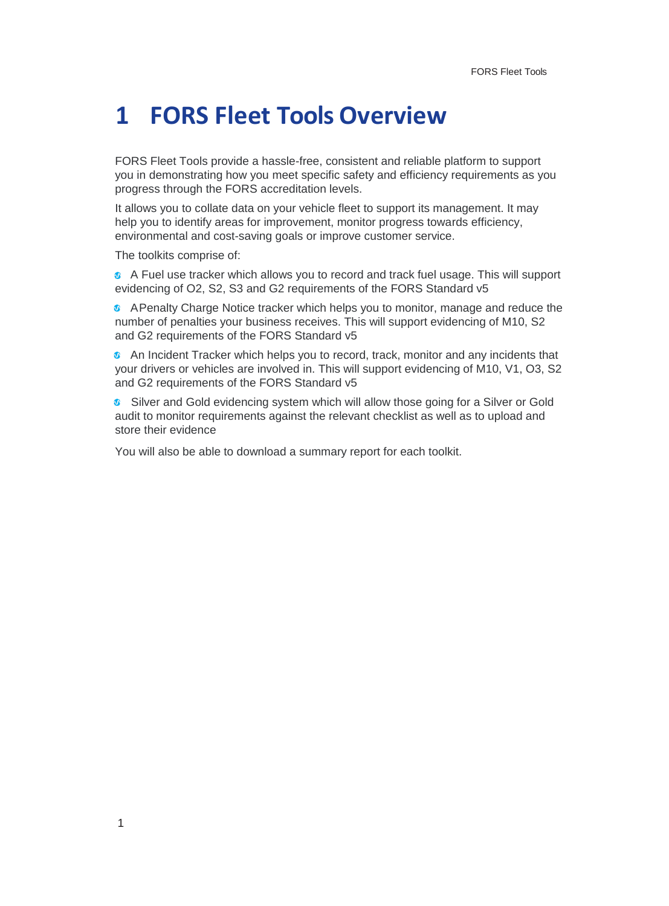# 1 FORS Fleet Tools Overview

FORS Fleet Tools provide a hassle-free, consistent and reliable platform to support you in demonstrating how you meet specific safety and efficiency requirements as you progress through the FORS accreditation levels.

It allows you to collate data on your vehicle fleet to support its management. It may help you to identify areas for improvement, monitor progress towards efficiency, environmental and cost-saving goals or improve customer service.

The toolkits comprise of:

- A Fuel use tracker which allows you to record and track fuel usage. This will support evidencing of O2, S2, S3 and G2 requirements of the FORS Standard v5
- A Penalty Charge Notice tracker which helps you to monitor, manage and reduce the number of penalties your business receives. This will support evidencing of M10, S2 and G2 requirements of the FORS Standard v5
- An Incident Tracker which helps you to record, track, monitor and any incidents that your drivers or vehicles are involved in. This will support evidencing of M10, V1, O3, S2 and G2 requirements of the FORS Standard v5
- Silver and Gold evidencing system which will allow those going for a Silver or Gold audit to monitor requirements against the relevant checklist as well as to upload and store their evidence

You will also be able to download a summary report for each toolkit.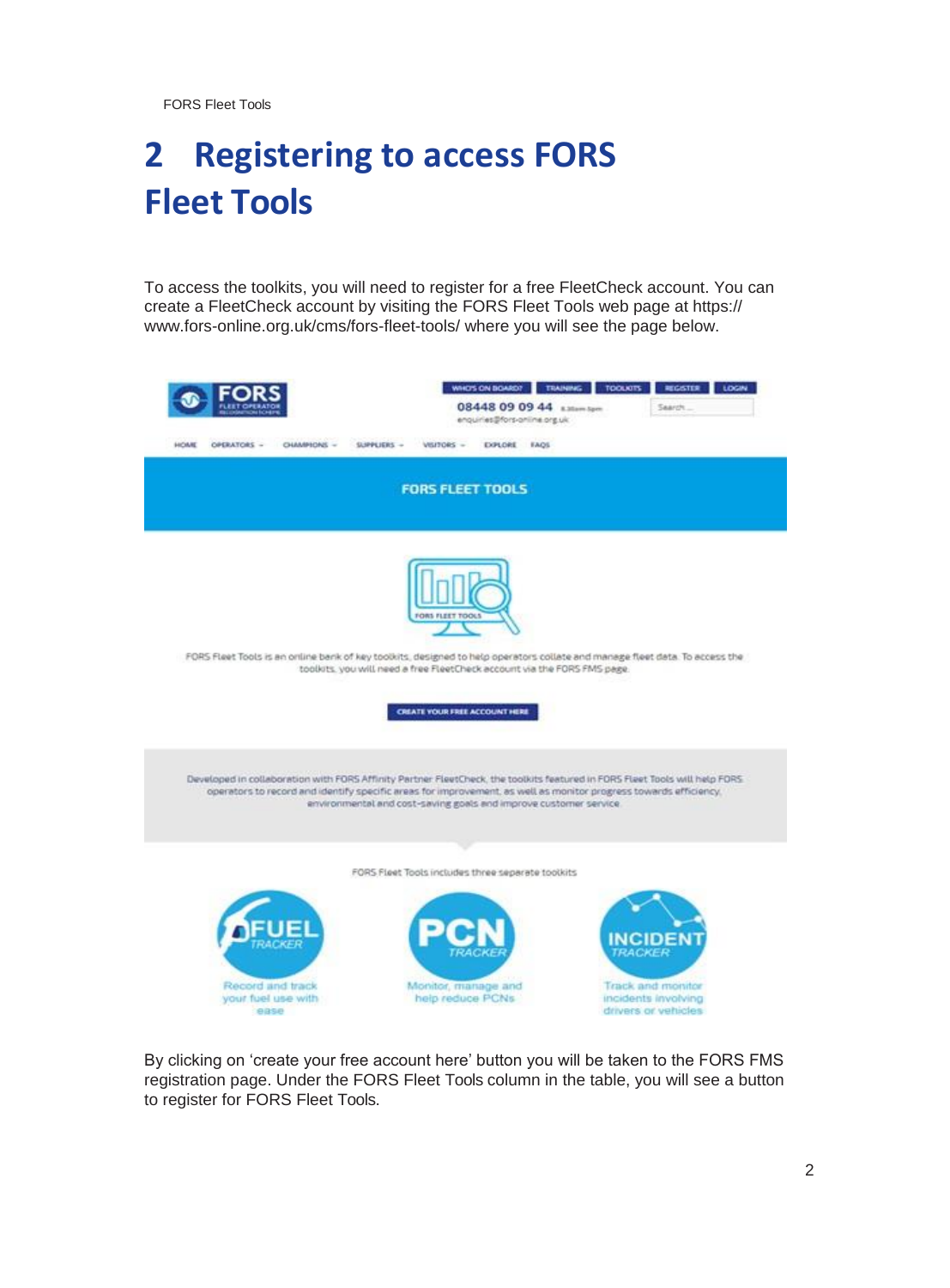# 2 Registering to access FORS Fleet Tools

To access the toolkits, you will need to register for a free FleetCheck account. You can create a FleetCheck account by visiting the FORS Fleet Tools web page at https://www.fors-online.org.uk/cms/fors-fleet-tools/ where you will see the page below.

By clicking on 'create your free account here' button you will be taken to the FORS FMS registration page. Under the FORS Fleet Tools column in the table, you will see a button to register for FORS Fleet Tools.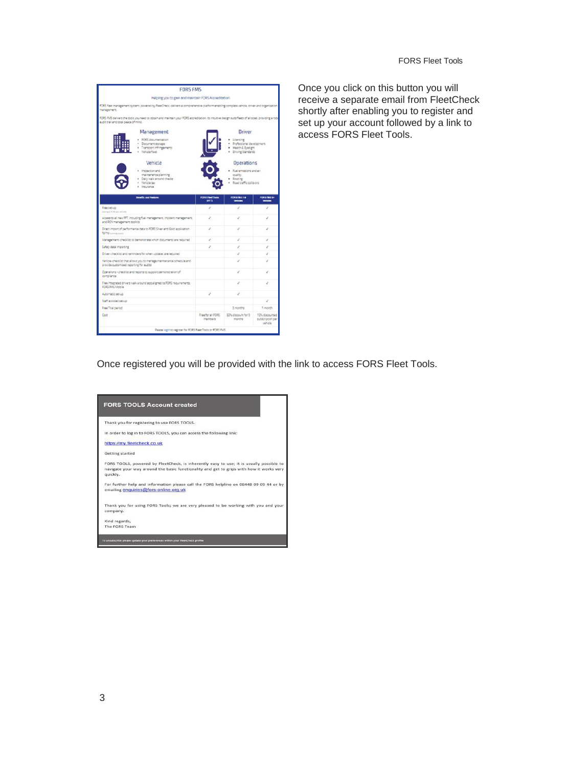Once you click on this button you will receive a separate email from FleetCheck shortly after enabling you to register and set up your account followed by a link to access FORS Fleet Tools.

Once registered you will be provided with the link to access FORS Fleet Tools.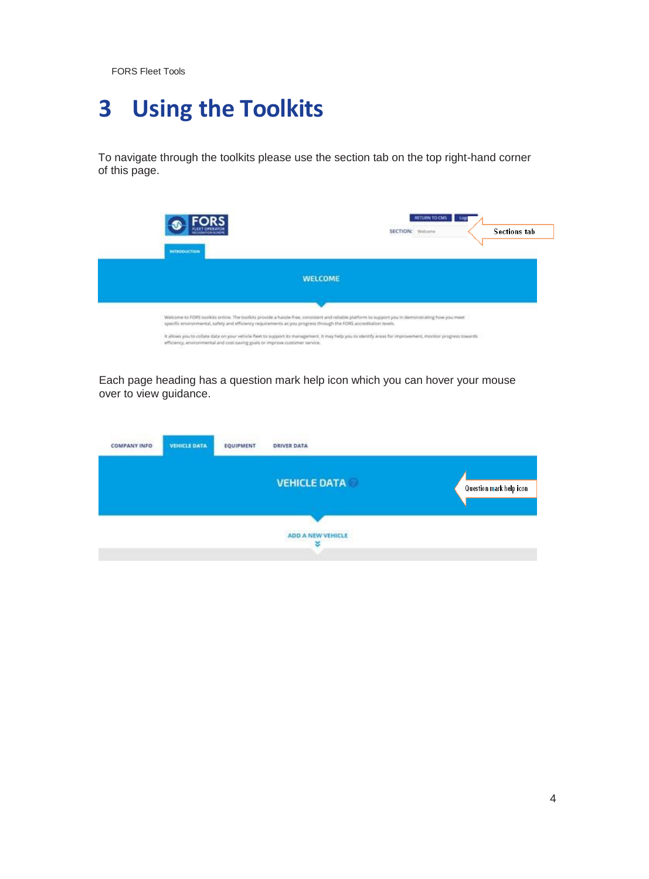# 3 Using the Toolkits

To navigate through the toolkits please use the section tab on the top right-hand corner of this page.

Each page heading has a question mark help icon which you can hover your mouse over to view guidance.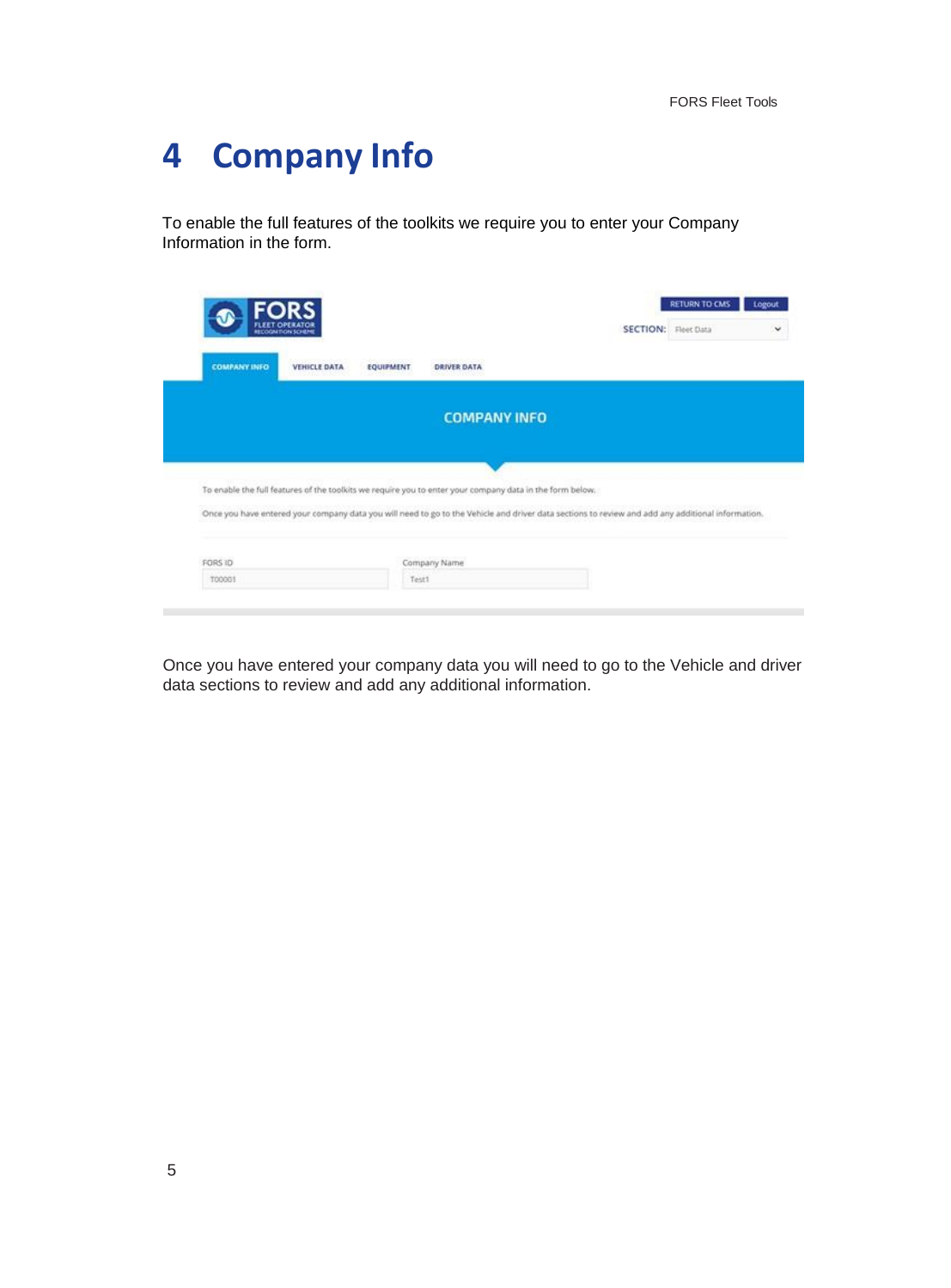# 4 Company Info

To enable the full features of the toolkits we require you to enter your Company Information in the form.

Once you have entered your company data you will need to go to the Vehicle and driver data sections to review and add any additional information.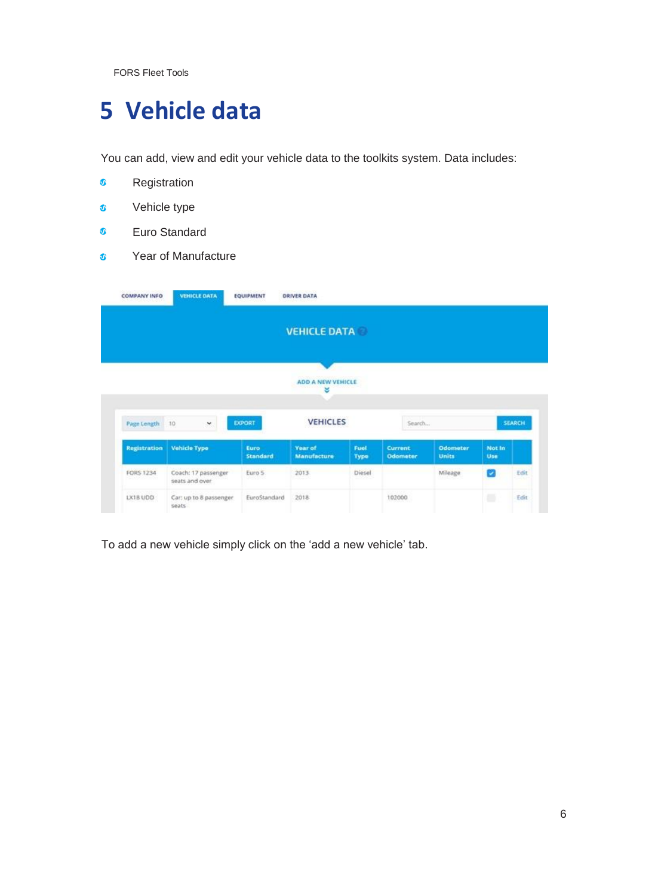# 5 Vehicle data

You can add, view and edit your vehicle data to the toolkits system. Data includes:

- Registration
- Vehicle type
- Euro Standard
- Year of Manufacture

COMPANY INFO | VEHICLE DATA | EQUIPMENT | DRIVER DATA

VEHICLE DATA

ADD A NEW VEHICLE

Page Length 10 | EXPORT | VEHICLES | Search... | SEARCH

| Registration | Vehicle Type | Euro Standard | Year of Manufacture | Fuel Type | Current Odometer | Odometer Units | Not In Use | |
|---|---|---|---|---|---|---|---|---|
| FORS 1234 | Coach: 17 passenger seats and over | Euro 5 | 2013 | Diesel | | Mileage | ✔ | Edit |
| LX18 UDD | Car: up to 8 passenger seats | EuroStandard | 2018 | | 102000 | | | Edit |

To add a new vehicle simply click on the 'add a new vehicle' tab.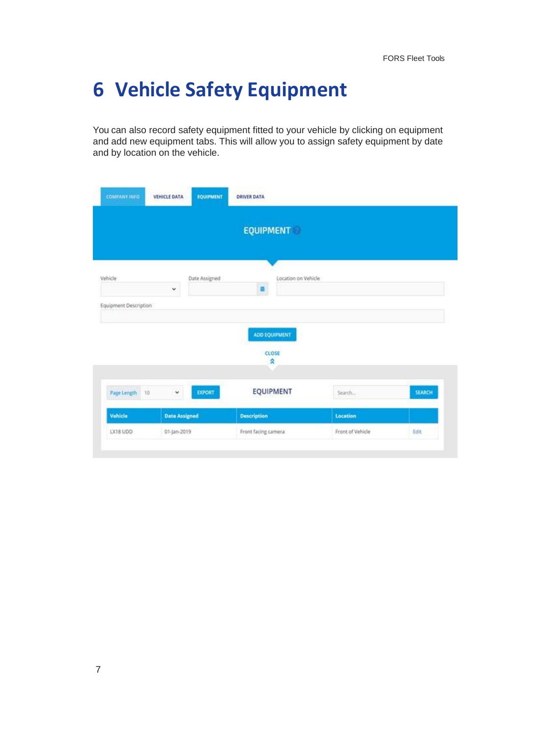# 6 Vehicle Safety Equipment

You can also record safety equipment fitted to your vehicle by clicking on equipment and add new equipment tabs. This will allow you to assign safety equipment by date and by location on the vehicle.

COMPANY INFO | VEHICLE DATA | EQUIPMENT | DRIVER DATA

EQUIPMENT

Vehicle

Date Assigned

Location on Vehicle

Equipment Description

ADD EQUIPMENT

CLOSE

Page Length 10 | EXPORT | EQUIPMENT | Search... | SEARCH

| Vehicle | Date Assigned | Description | Location | |
|---|---|---|---|---|
| LX18 UDD | 01-Jan-2019 | Front facing camera | Front of Vehicle | Edit |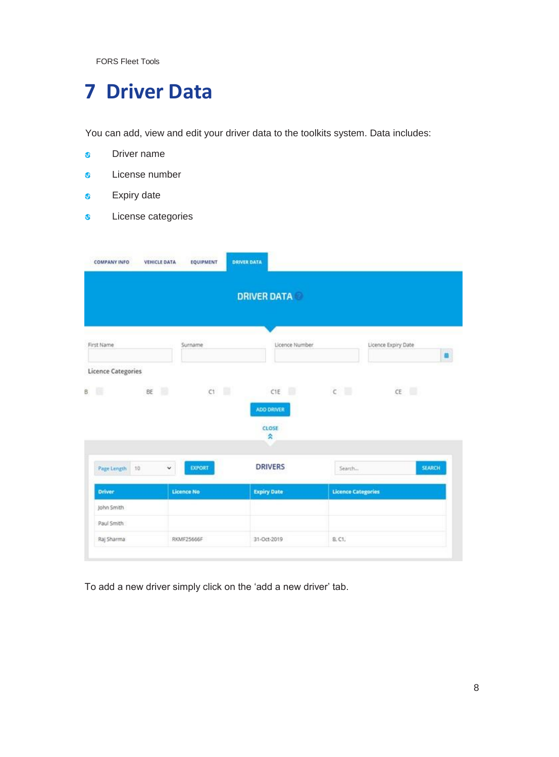# 7 Driver Data

You can add, view and edit your driver data to the toolkits system. Data includes:

- Driver name
- License number
- Expiry date
- License categories

To add a new driver simply click on the 'add a new driver' tab.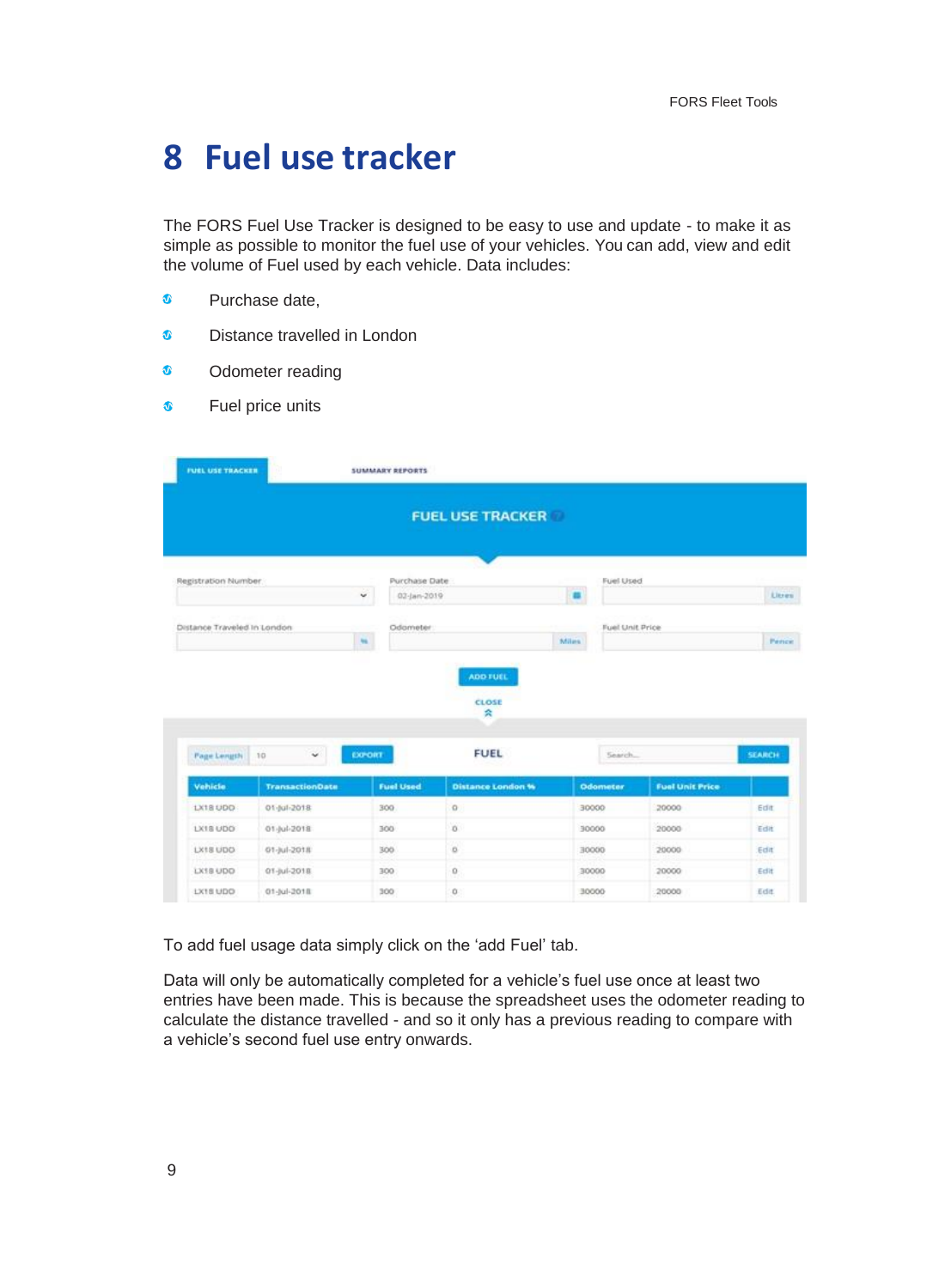# 8 Fuel use tracker

The FORS Fuel Use Tracker is designed to be easy to use and update - to make it as simple as possible to monitor the fuel use of your vehicles. You can add, view and edit the volume of Fuel used by each vehicle. Data includes:

- Purchase date,
- Distance travelled in London
- Odometer reading
- Fuel price units

To add fuel usage data simply click on the 'add Fuel' tab.

Data will only be automatically completed for a vehicle's fuel use once at least two entries have been made. This is because the spreadsheet uses the odometer reading to calculate the distance travelled - and so it only has a previous reading to compare with a vehicle's second fuel use entry onwards.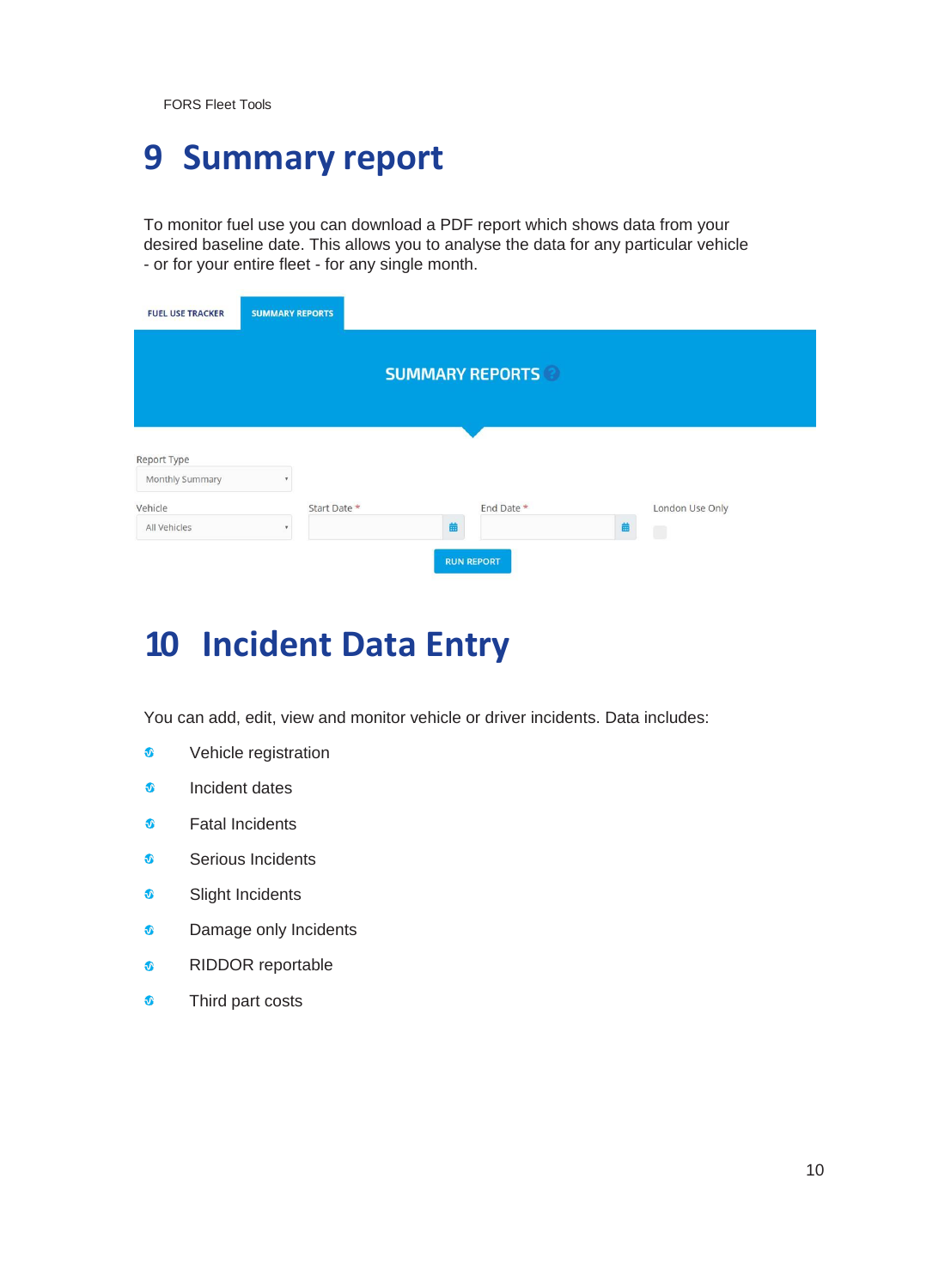# 9 Summary report

To monitor fuel use you can download a PDF report which shows data from your desired baseline date. This allows you to analyse the data for any particular vehicle - or for your entire fleet - for any single month.

FUEL USE TRACKER | SUMMARY REPORTS

SUMMARY REPORTS

Report Type: Monthly Summary

Vehicle: All Vehicles | Start Date * | End Date * | London Use Only

RUN REPORT

# 10 Incident Data Entry

You can add, edit, view and monitor vehicle or driver incidents. Data includes:

- Vehicle registration
- Incident dates
- Fatal Incidents
- Serious Incidents
- Slight Incidents
- Damage only Incidents
- RIDDOR reportable
- Third part costs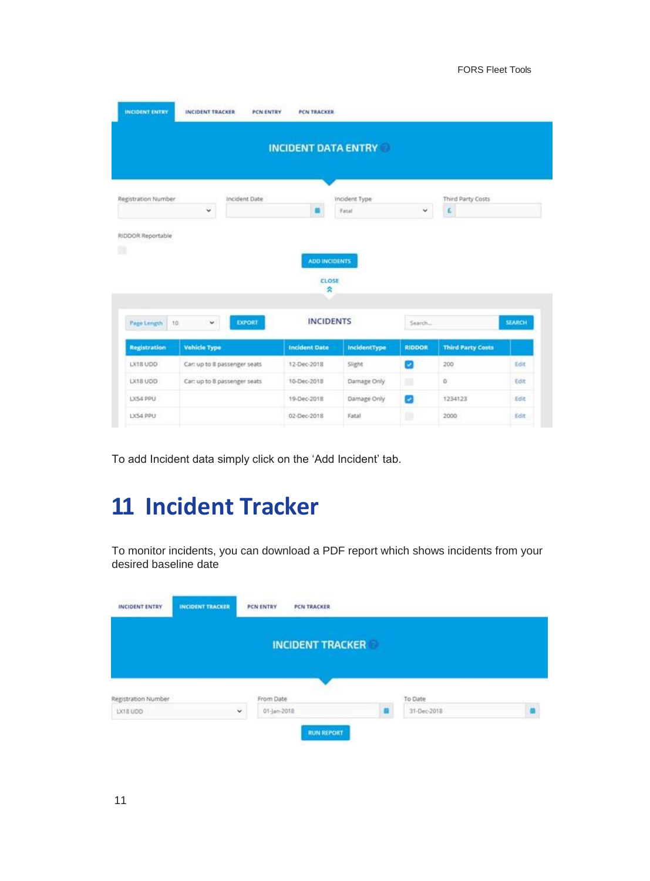To add Incident data simply click on the 'Add Incident' tab.

# 11 Incident Tracker

To monitor incidents, you can download a PDF report which shows incidents from your desired baseline date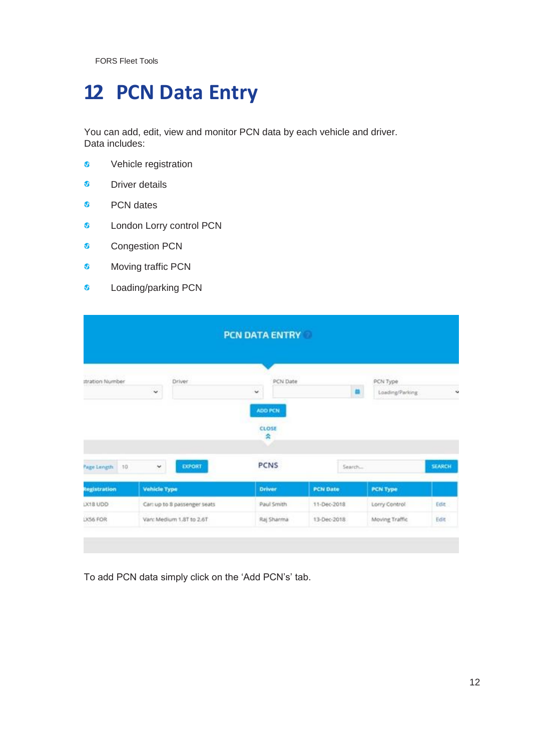# 12 PCN Data Entry

You can add, edit, view and monitor PCN data by each vehicle and driver. Data includes:

- Vehicle registration
- Driver details
- PCN dates
- London Lorry control PCN
- Congestion PCN
- Moving traffic PCN
- Loading/parking PCN

To add PCN data simply click on the 'Add PCN's' tab.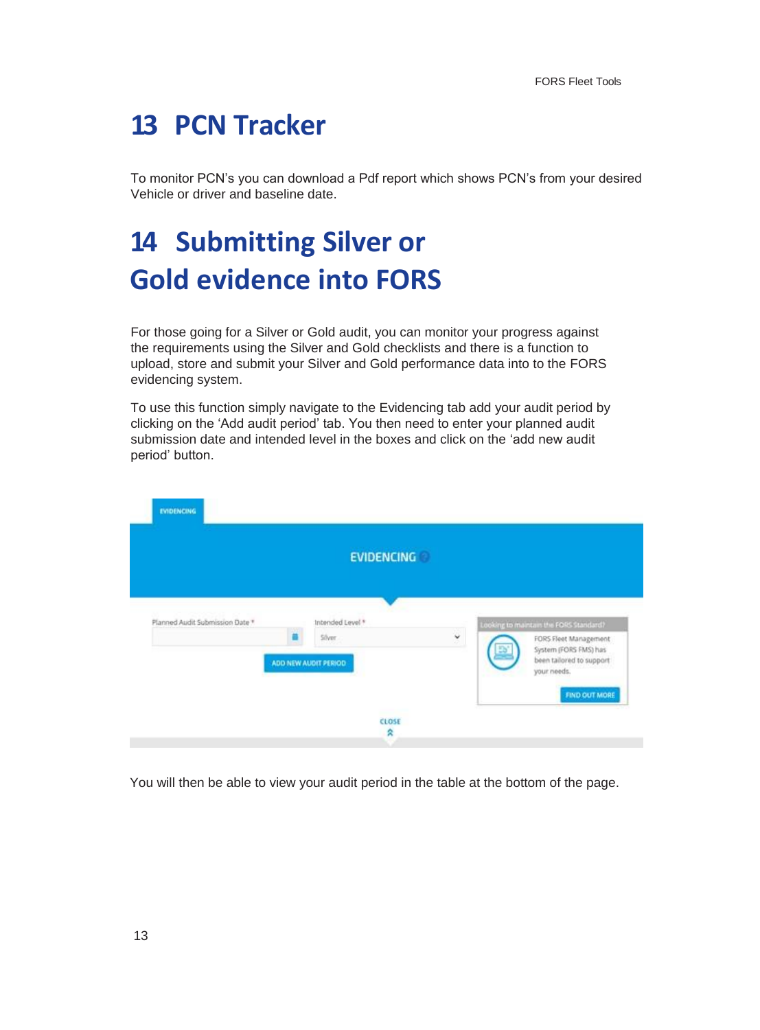# 13 PCN Tracker

To monitor PCN's you can download a Pdf report which shows PCN's from your desired Vehicle or driver and baseline date.

# 14 Submitting Silver or Gold evidence into FORS

For those going for a Silver or Gold audit, you can monitor your progress against the requirements using the Silver and Gold checklists and there is a function to upload, store and submit your Silver and Gold performance data into to the FORS evidencing system.

To use this function simply navigate to the Evidencing tab add your audit period by clicking on the 'Add audit period' tab. You then need to enter your planned audit submission date and intended level in the boxes and click on the 'add new audit period' button.

You will then be able to view your audit period in the table at the bottom of the page.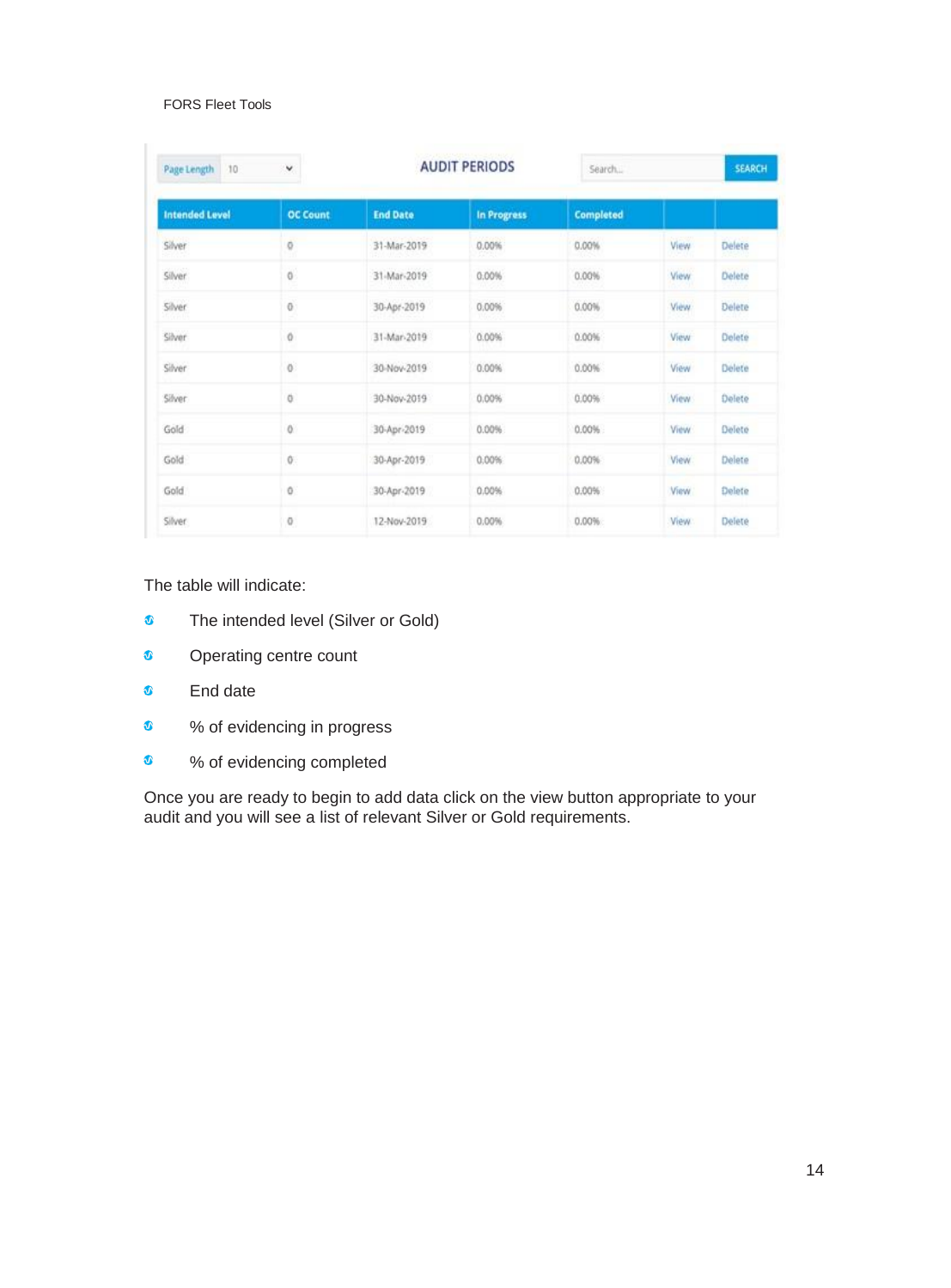Page Length 10

**AUDIT PERIODS**

Search... SEARCH

| Intended Level | OC Count | End Date | In Progress | Completed | | |
|---|---|---|---|---|---|---|
| Silver | 0 | 31-Mar-2019 | 0.00% | 0.00% | View | Delete |
| Silver | 0 | 31-Mar-2019 | 0.00% | 0.00% | View | Delete |
| Silver | 0 | 30-Apr-2019 | 0.00% | 0.00% | View | Delete |
| Silver | 0 | 31-Mar-2019 | 0.00% | 0.00% | View | Delete |
| Silver | 0 | 30-Nov-2019 | 0.00% | 0.00% | View | Delete |
| Silver | 0 | 30-Nov-2019 | 0.00% | 0.00% | View | Delete |
| Gold | 0 | 30-Apr-2019 | 0.00% | 0.00% | View | Delete |
| Gold | 0 | 30-Apr-2019 | 0.00% | 0.00% | View | Delete |
| Gold | 0 | 30-Apr-2019 | 0.00% | 0.00% | View | Delete |
| Silver | 0 | 12-Nov-2019 | 0.00% | 0.00% | View | Delete |

The table will indicate:

- The intended level (Silver or Gold)
- Operating centre count
- End date
- % of evidencing in progress
- % of evidencing completed

Once you are ready to begin to add data click on the view button appropriate to your audit and you will see a list of relevant Silver or Gold requirements.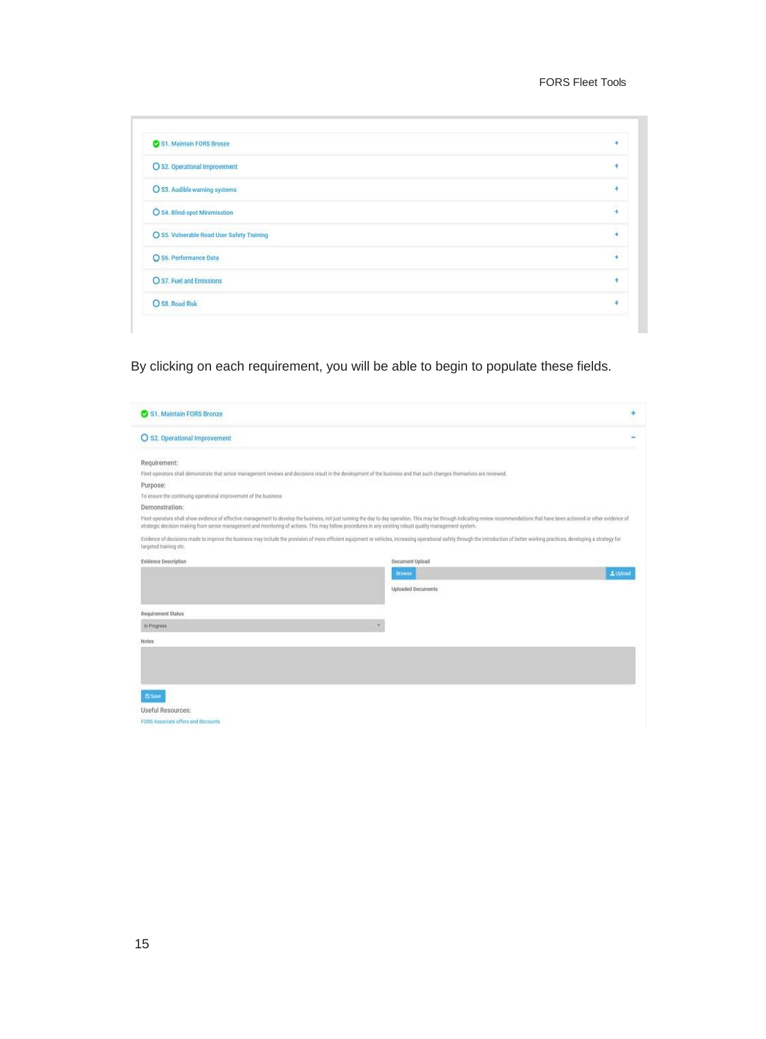S1. Maintain FORS Bronze
S2. Operational Improvement
S3. Audible warning systems
S4. Blind-spot Minimisation
S5. Vulnerable Road User Safety Training
S6. Performance Data
S7. Fuel and Emissions
S8. Road Risk

By clicking on each requirement, you will be able to begin to populate these fields.

S1. Maintain FORS Bronze

S2. Operational Improvement

Requirement:

Fleet operators shall demonstrate that senior management reviews and decisions result in the development of the business and that such changes themselves are reviewed.

Purpose:

To ensure the continuing operational improvement of the business

Demonstration:

Fleet operators shall show evidence of effective management to develop the business, not just running the day to day operation. This may be through indicating review recommendations that have been actioned or other evidence of strategic decision making from senior management and monitoring of actions. This may follow procedures in any existing robust quality management system.

Evidence of decisions made to improve the business may include the provision of more efficient equipment or vehicles, increasing operational safety through the introduction of better working practices, developing a strategy for targeted training etc.

Evidence Description

Document Upload

Browse | Upload

Uploaded Documents

Requirement Status

In Progress

Notes

Save

Useful Resources:

FORS Associate offers and discounts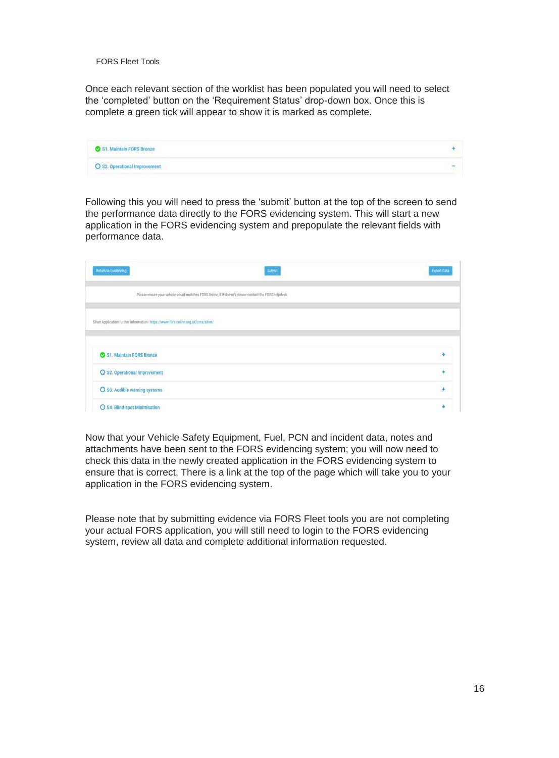Once each relevant section of the worklist has been populated you will need to select the ‘completed’ button on the ‘Requirement Status’ drop-down box. Once this is complete a green tick will appear to show it is marked as complete.

Following this you will need to press the ‘submit’ button at the top of the screen to send the performance data directly to the FORS evidencing system. This will start a new application in the FORS evidencing system and prepopulate the relevant fields with performance data.

Now that your Vehicle Safety Equipment, Fuel, PCN and incident data, notes and attachments have been sent to the FORS evidencing system; you will now need to check this data in the newly created application in the FORS evidencing system to ensure that is correct. There is a link at the top of the page which will take you to your application in the FORS evidencing system.

Please note that by submitting evidence via FORS Fleet tools you are not completing your actual FORS application, you will still need to login to the FORS evidencing system, review all data and complete additional information requested.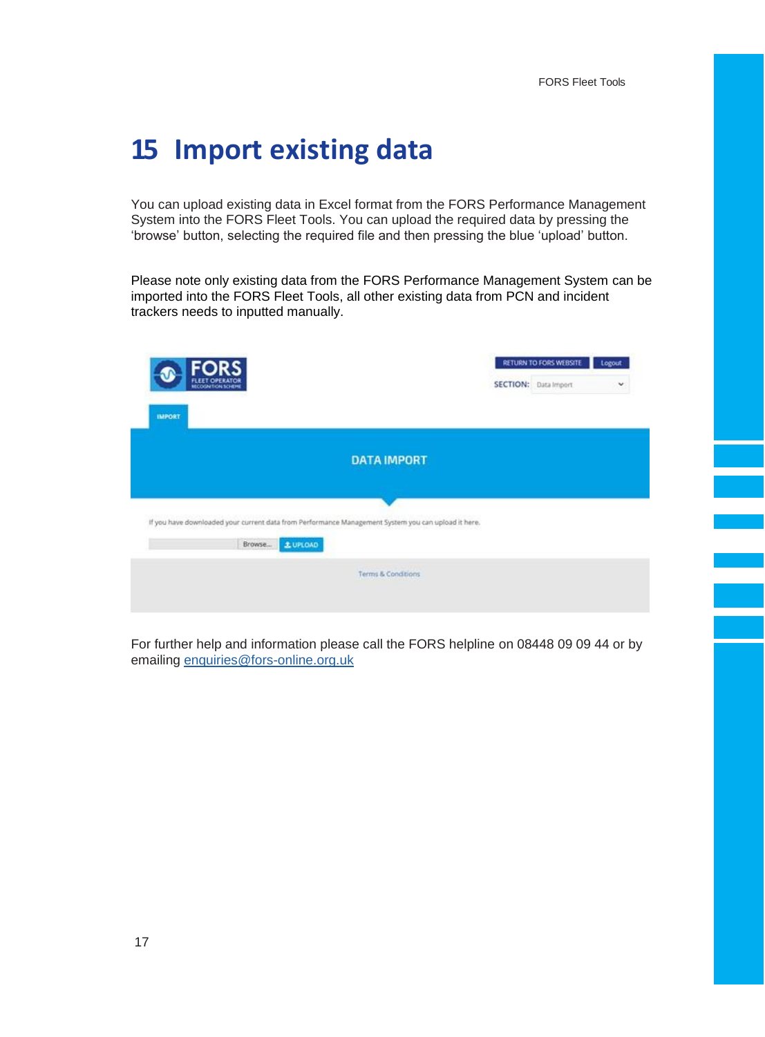# 15 Import existing data

You can upload existing data in Excel format from the FORS Performance Management System into the FORS Fleet Tools. You can upload the required data by pressing the 'browse' button, selecting the required file and then pressing the blue 'upload' button.

Please note only existing data from the FORS Performance Management System can be imported into the FORS Fleet Tools, all other existing data from PCN and incident trackers needs to inputted manually.

For further help and information please call the FORS helpline on 08448 09 09 44 or by emailing enquiries@fors-online.org.uk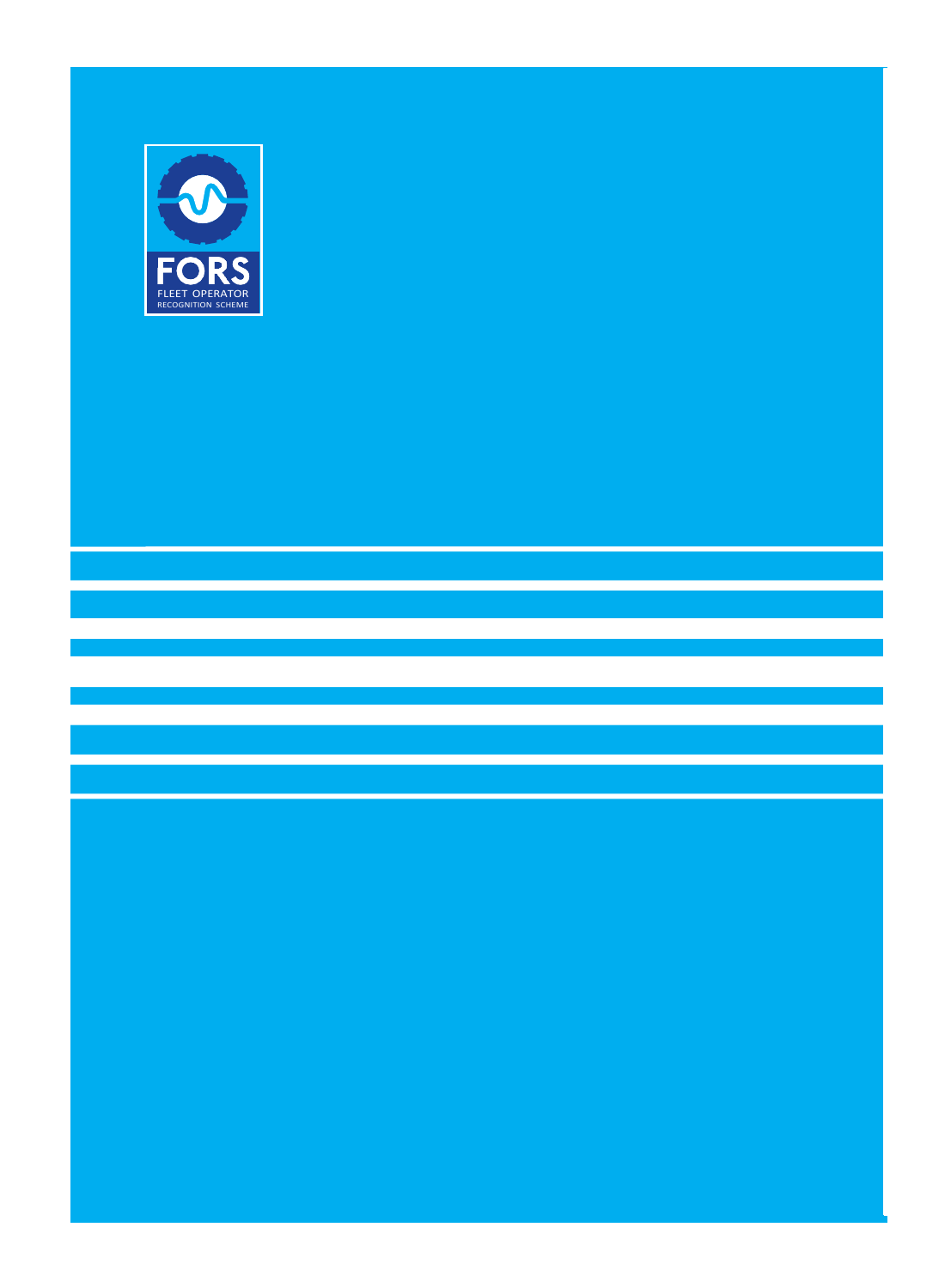FORS

FLEET OPERATOR RECOGNITION SCHEME